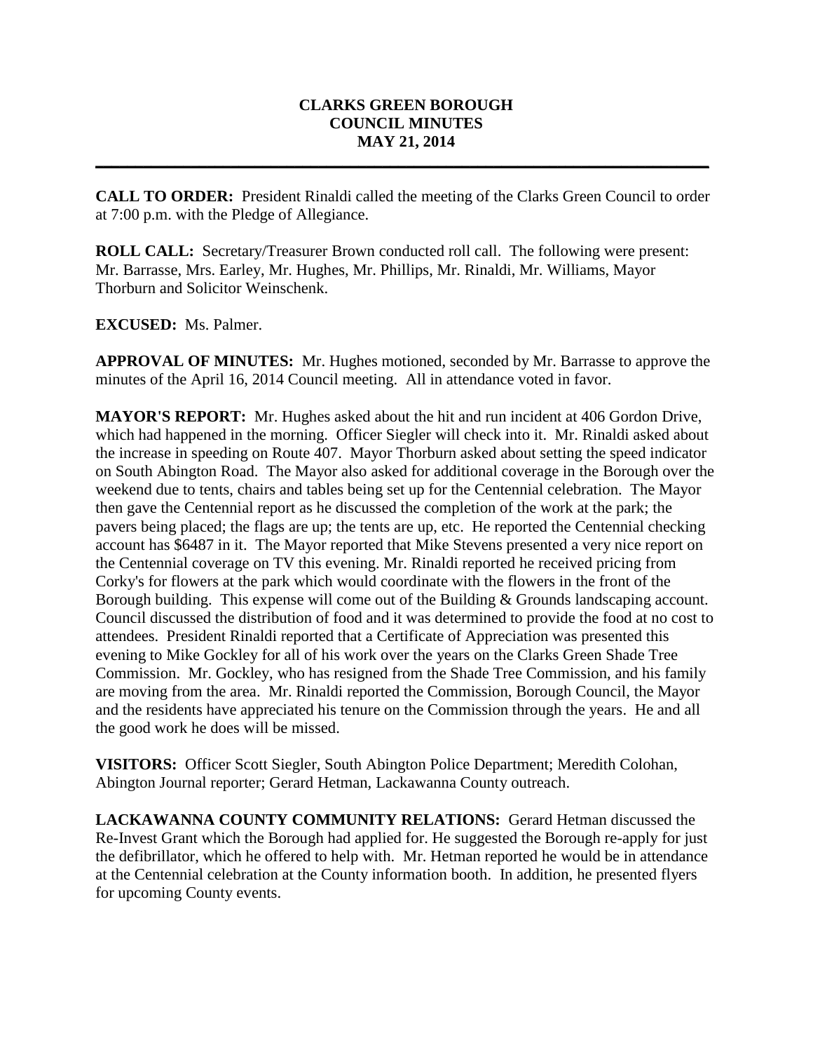# CLARKS GREEN BOROUGH
# COUNCIL MINUTES
# MAY 21, 2014

---

**CALL TO ORDER:** President Rinaldi called the meeting of the Clarks Green Council to order at 7:00 p.m. with the Pledge of Allegiance.

**ROLL CALL:** Secretary/Treasurer Brown conducted roll call. The following were present: Mr. Barrasse, Mrs. Earley, Mr. Hughes, Mr. Phillips, Mr. Rinaldi, Mr. Williams, Mayor Thorburn and Solicitor Weinschenk.

**EXCUSED:** Ms. Palmer.

**APPROVAL OF MINUTES:** Mr. Hughes motioned, seconded by Mr. Barrasse to approve the minutes of the April 16, 2014 Council meeting. All in attendance voted in favor.

**MAYOR'S REPORT:** Mr. Hughes asked about the hit and run incident at 406 Gordon Drive, which had happened in the morning. Officer Siegler will check into it. Mr. Rinaldi asked about the increase in speeding on Route 407. Mayor Thorburn asked about setting the speed indicator on South Abington Road. The Mayor also asked for additional coverage in the Borough over the weekend due to tents, chairs and tables being set up for the Centennial celebration. The Mayor then gave the Centennial report as he discussed the completion of the work at the park; the pavers being placed; the flags are up; the tents are up, etc. He reported the Centennial checking account has $6487 in it. The Mayor reported that Mike Stevens presented a very nice report on the Centennial coverage on TV this evening. Mr. Rinaldi reported he received pricing from Corky's for flowers at the park which would coordinate with the flowers in the front of the Borough building. This expense will come out of the Building & Grounds landscaping account. Council discussed the distribution of food and it was determined to provide the food at no cost to attendees. President Rinaldi reported that a Certificate of Appreciation was presented this evening to Mike Gockley for all of his work over the years on the Clarks Green Shade Tree Commission. Mr. Gockley, who has resigned from the Shade Tree Commission, and his family are moving from the area. Mr. Rinaldi reported the Commission, Borough Council, the Mayor and the residents have appreciated his tenure on the Commission through the years. He and all the good work he does will be missed.

**VISITORS:** Officer Scott Siegler, South Abington Police Department; Meredith Colohan, Abington Journal reporter; Gerard Hetman, Lackawanna County outreach.

**LACKAWANNA COUNTY COMMUNITY RELATIONS:** Gerard Hetman discussed the Re-Invest Grant which the Borough had applied for. He suggested the Borough re-apply for just the defibrillator, which he offered to help with. Mr. Hetman reported he would be in attendance at the Centennial celebration at the County information booth. In addition, he presented flyers for upcoming County events.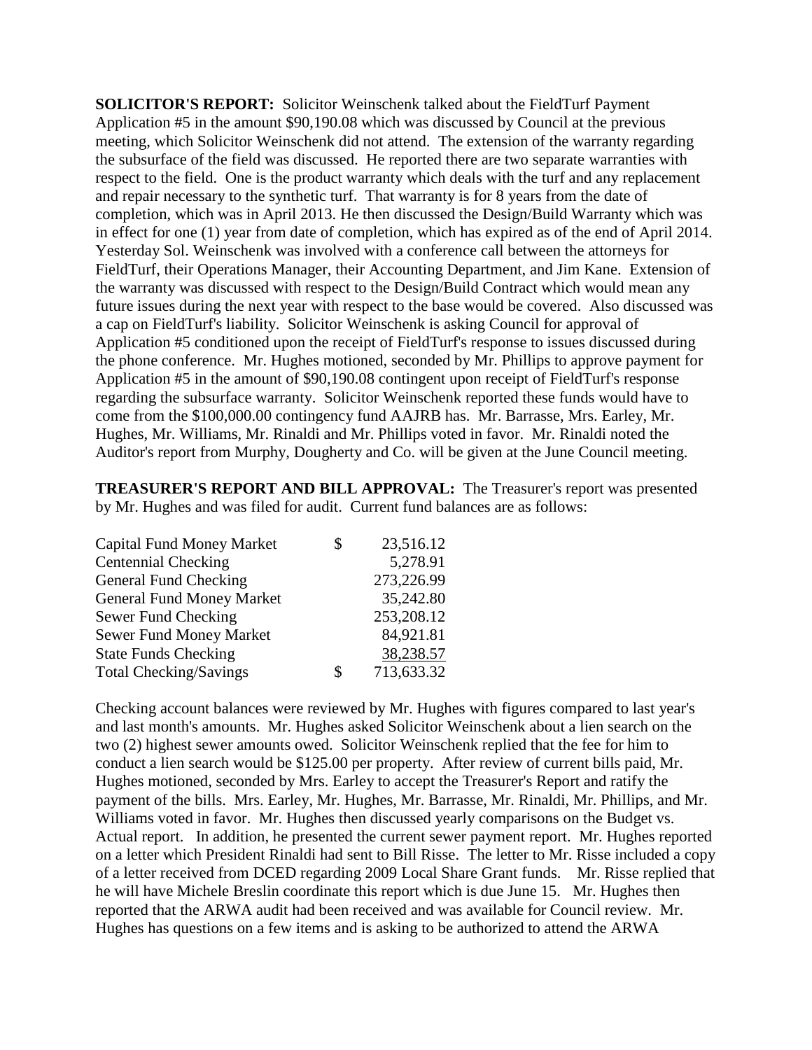**SOLICITOR'S REPORT:** Solicitor Weinschenk talked about the FieldTurf Payment Application #5 in the amount $90,190.08 which was discussed by Council at the previous meeting, which Solicitor Weinschenk did not attend. The extension of the warranty regarding the subsurface of the field was discussed. He reported there are two separate warranties with respect to the field. One is the product warranty which deals with the turf and any replacement and repair necessary to the synthetic turf. That warranty is for 8 years from the date of completion, which was in April 2013. He then discussed the Design/Build Warranty which was in effect for one (1) year from date of completion, which has expired as of the end of April 2014. Yesterday Sol. Weinschenk was involved with a conference call between the attorneys for FieldTurf, their Operations Manager, their Accounting Department, and Jim Kane. Extension of the warranty was discussed with respect to the Design/Build Contract which would mean any future issues during the next year with respect to the base would be covered. Also discussed was a cap on FieldTurf's liability. Solicitor Weinschenk is asking Council for approval of Application #5 conditioned upon the receipt of FieldTurf's response to issues discussed during the phone conference. Mr. Hughes motioned, seconded by Mr. Phillips to approve payment for Application #5 in the amount of $90,190.08 contingent upon receipt of FieldTurf's response regarding the subsurface warranty. Solicitor Weinschenk reported these funds would have to come from the $100,000.00 contingency fund AAJRB has. Mr. Barrasse, Mrs. Earley, Mr. Hughes, Mr. Williams, Mr. Rinaldi and Mr. Phillips voted in favor. Mr. Rinaldi noted the Auditor's report from Murphy, Dougherty and Co. will be given at the June Council meeting.

**TREASURER'S REPORT AND BILL APPROVAL:** The Treasurer's report was presented by Mr. Hughes and was filed for audit. Current fund balances are as follows:

| Account | | Balance |
|---|---|---|
| Capital Fund Money Market | $ | 23,516.12 |
| Centennial Checking | | 5,278.91 |
| General Fund Checking | | 273,226.99 |
| General Fund Money Market | | 35,242.80 |
| Sewer Fund Checking | | 253,208.12 |
| Sewer Fund Money Market | | 84,921.81 |
| State Funds Checking | | 38,238.57 |
| Total Checking/Savings | $ | 713,633.32 |

Checking account balances were reviewed by Mr. Hughes with figures compared to last year's and last month's amounts. Mr. Hughes asked Solicitor Weinschenk about a lien search on the two (2) highest sewer amounts owed. Solicitor Weinschenk replied that the fee for him to conduct a lien search would be $125.00 per property. After review of current bills paid, Mr. Hughes motioned, seconded by Mrs. Earley to accept the Treasurer's Report and ratify the payment of the bills. Mrs. Earley, Mr. Hughes, Mr. Barrasse, Mr. Rinaldi, Mr. Phillips, and Mr. Williams voted in favor. Mr. Hughes then discussed yearly comparisons on the Budget vs. Actual report. In addition, he presented the current sewer payment report. Mr. Hughes reported on a letter which President Rinaldi had sent to Bill Risse. The letter to Mr. Risse included a copy of a letter received from DCED regarding 2009 Local Share Grant funds. Mr. Risse replied that he will have Michele Breslin coordinate this report which is due June 15. Mr. Hughes then reported that the ARWA audit had been received and was available for Council review. Mr. Hughes has questions on a few items and is asking to be authorized to attend the ARWA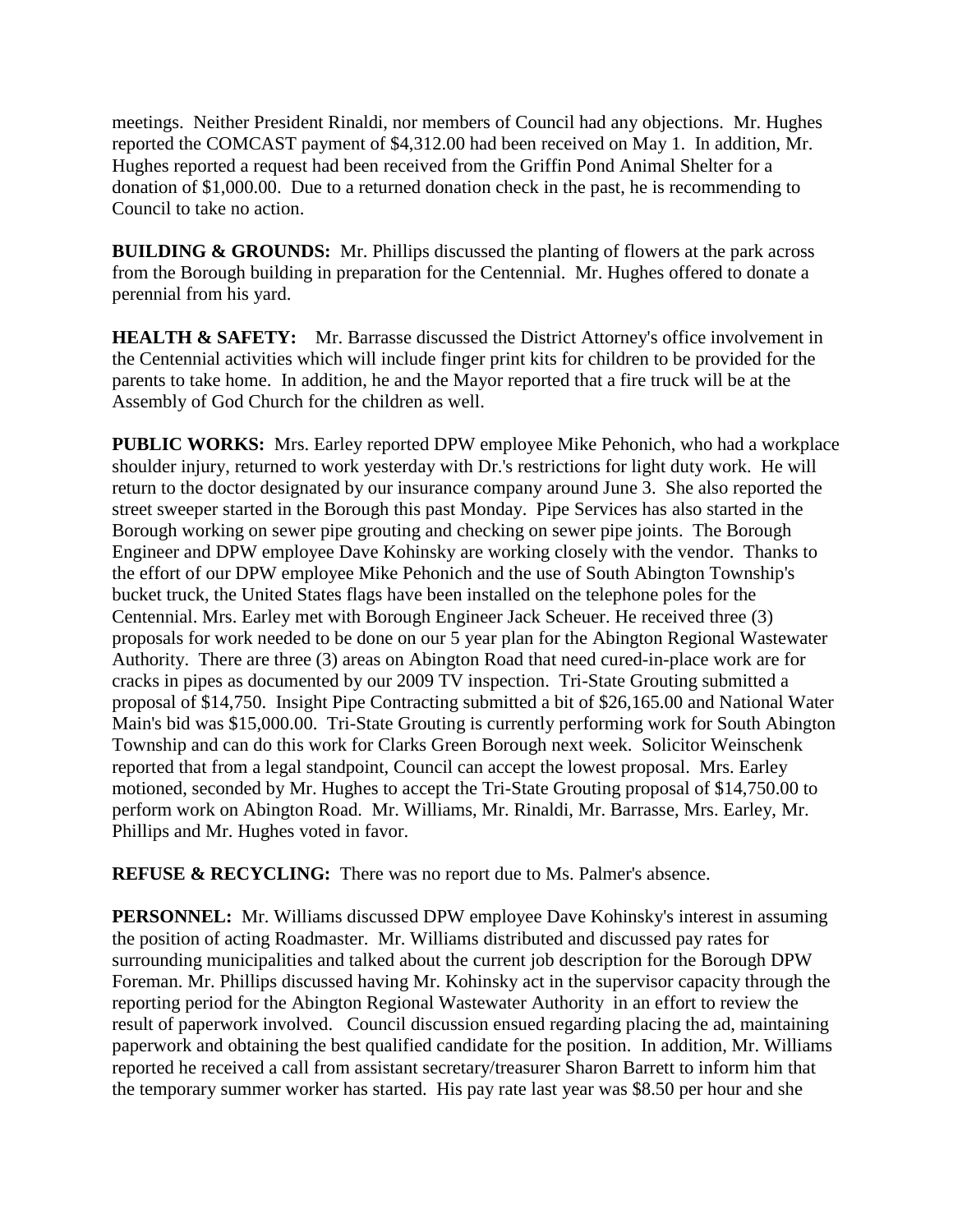meetings. Neither President Rinaldi, nor members of Council had any objections. Mr. Hughes reported the COMCAST payment of $4,312.00 had been received on May 1. In addition, Mr. Hughes reported a request had been received from the Griffin Pond Animal Shelter for a donation of $1,000.00. Due to a returned donation check in the past, he is recommending to Council to take no action.

**BUILDING & GROUNDS:** Mr. Phillips discussed the planting of flowers at the park across from the Borough building in preparation for the Centennial. Mr. Hughes offered to donate a perennial from his yard.

**HEALTH & SAFETY:** Mr. Barrasse discussed the District Attorney's office involvement in the Centennial activities which will include finger print kits for children to be provided for the parents to take home. In addition, he and the Mayor reported that a fire truck will be at the Assembly of God Church for the children as well.

**PUBLIC WORKS:** Mrs. Earley reported DPW employee Mike Pehonich, who had a workplace shoulder injury, returned to work yesterday with Dr.'s restrictions for light duty work. He will return to the doctor designated by our insurance company around June 3. She also reported the street sweeper started in the Borough this past Monday. Pipe Services has also started in the Borough working on sewer pipe grouting and checking on sewer pipe joints. The Borough Engineer and DPW employee Dave Kohinsky are working closely with the vendor. Thanks to the effort of our DPW employee Mike Pehonich and the use of South Abington Township's bucket truck, the United States flags have been installed on the telephone poles for the Centennial. Mrs. Earley met with Borough Engineer Jack Scheuer. He received three (3) proposals for work needed to be done on our 5 year plan for the Abington Regional Wastewater Authority. There are three (3) areas on Abington Road that need cured-in-place work are for cracks in pipes as documented by our 2009 TV inspection. Tri-State Grouting submitted a proposal of $14,750. Insight Pipe Contracting submitted a bit of $26,165.00 and National Water Main's bid was $15,000.00. Tri-State Grouting is currently performing work for South Abington Township and can do this work for Clarks Green Borough next week. Solicitor Weinschenk reported that from a legal standpoint, Council can accept the lowest proposal. Mrs. Earley motioned, seconded by Mr. Hughes to accept the Tri-State Grouting proposal of $14,750.00 to perform work on Abington Road. Mr. Williams, Mr. Rinaldi, Mr. Barrasse, Mrs. Earley, Mr. Phillips and Mr. Hughes voted in favor.

**REFUSE & RECYCLING:** There was no report due to Ms. Palmer's absence.

**PERSONNEL:** Mr. Williams discussed DPW employee Dave Kohinsky's interest in assuming the position of acting Roadmaster. Mr. Williams distributed and discussed pay rates for surrounding municipalities and talked about the current job description for the Borough DPW Foreman. Mr. Phillips discussed having Mr. Kohinsky act in the supervisor capacity through the reporting period for the Abington Regional Wastewater Authority in an effort to review the result of paperwork involved. Council discussion ensued regarding placing the ad, maintaining paperwork and obtaining the best qualified candidate for the position. In addition, Mr. Williams reported he received a call from assistant secretary/treasurer Sharon Barrett to inform him that the temporary summer worker has started. His pay rate last year was $8.50 per hour and she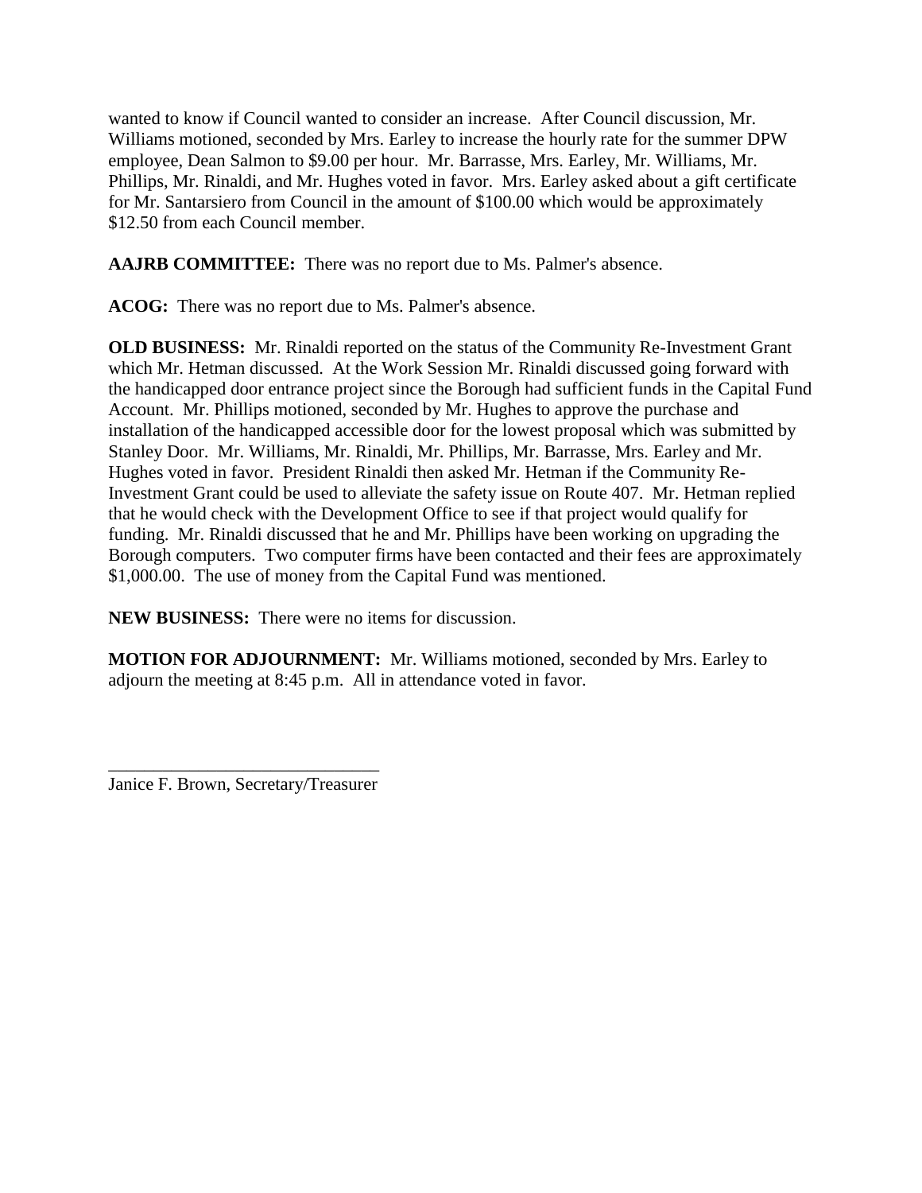wanted to know if Council wanted to consider an increase. After Council discussion, Mr. Williams motioned, seconded by Mrs. Earley to increase the hourly rate for the summer DPW employee, Dean Salmon to $9.00 per hour. Mr. Barrasse, Mrs. Earley, Mr. Williams, Mr. Phillips, Mr. Rinaldi, and Mr. Hughes voted in favor. Mrs. Earley asked about a gift certificate for Mr. Santarsiero from Council in the amount of $100.00 which would be approximately $12.50 from each Council member.

**AAJRB COMMITTEE:** There was no report due to Ms. Palmer's absence.

**ACOG:** There was no report due to Ms. Palmer's absence.

**OLD BUSINESS:** Mr. Rinaldi reported on the status of the Community Re-Investment Grant which Mr. Hetman discussed. At the Work Session Mr. Rinaldi discussed going forward with the handicapped door entrance project since the Borough had sufficient funds in the Capital Fund Account. Mr. Phillips motioned, seconded by Mr. Hughes to approve the purchase and installation of the handicapped accessible door for the lowest proposal which was submitted by Stanley Door. Mr. Williams, Mr. Rinaldi, Mr. Phillips, Mr. Barrasse, Mrs. Earley and Mr. Hughes voted in favor. President Rinaldi then asked Mr. Hetman if the Community Re-Investment Grant could be used to alleviate the safety issue on Route 407. Mr. Hetman replied that he would check with the Development Office to see if that project would qualify for funding. Mr. Rinaldi discussed that he and Mr. Phillips have been working on upgrading the Borough computers. Two computer firms have been contacted and their fees are approximately $1,000.00. The use of money from the Capital Fund was mentioned.

**NEW BUSINESS:** There were no items for discussion.

**MOTION FOR ADJOURNMENT:** Mr. Williams motioned, seconded by Mrs. Earley to adjourn the meeting at 8:45 p.m. All in attendance voted in favor.

\_\_\_\_\_\_\_\_\_\_\_\_\_\_\_\_\_\_\_\_\_\_\_\_\_\_\_\_\_\_

Janice F. Brown, Secretary/Treasurer